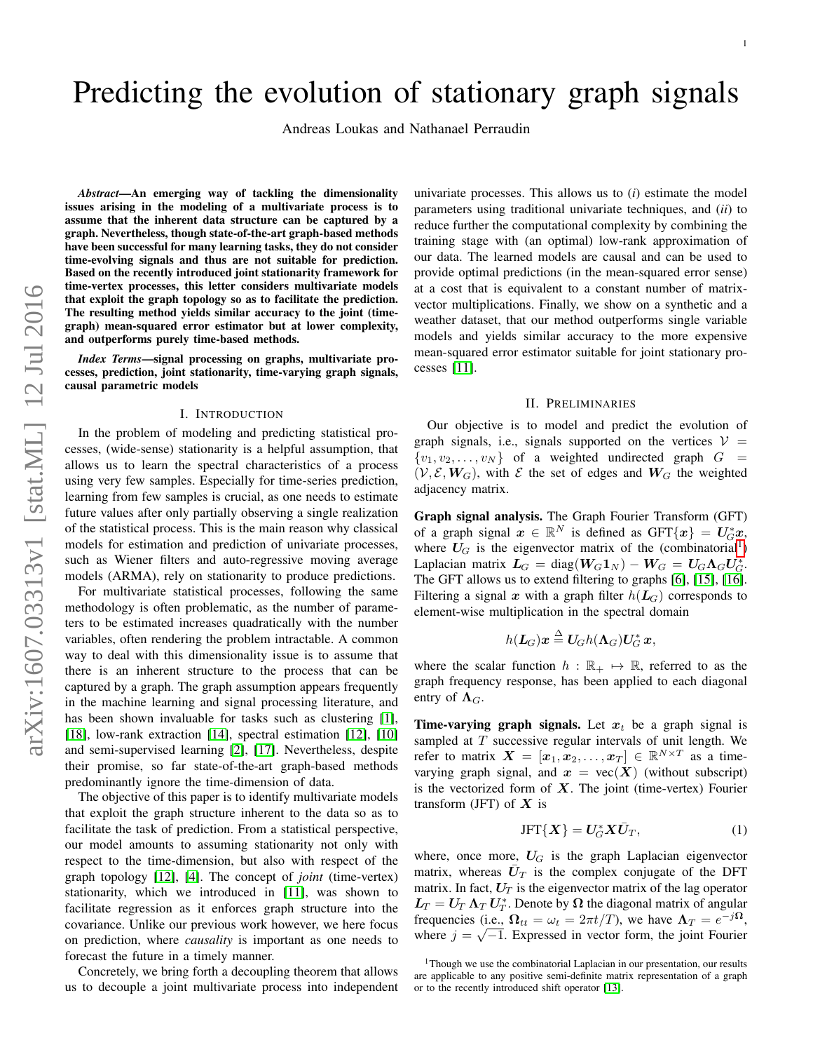# Predicting the evolution of stationary graph signals

Andreas Loukas and Nathanael Perraudin

***Abstract*—An emerging way of tackling the dimensionality issues arising in the modeling of a multivariate process is to assume that the inherent data structure can be captured by a graph. Nevertheless, though state-of-the-art graph-based methods have been successful for many learning tasks, they do not consider time-evolving signals and thus are not suitable for prediction. Based on the recently introduced joint stationarity framework for time-vertex processes, this letter considers multivariate models that exploit the graph topology so as to facilitate the prediction. The resulting method yields similar accuracy to the joint (time-graph) mean-squared error estimator but at lower complexity, and outperforms purely time-based methods.**

***Index Terms*—signal processing on graphs, multivariate processes, prediction, joint stationarity, time-varying graph signals, causal parametric models**

## I. Introduction

In the problem of modeling and predicting statistical processes, (wide-sense) stationarity is a helpful assumption, that allows us to learn the spectral characteristics of a process using very few samples. Especially for time-series prediction, learning from few samples is crucial, as one needs to estimate future values after only partially observing a single realization of the statistical process. This is the main reason why classical models for estimation and prediction of univariate processes, such as Wiener filters and auto-regressive moving average models (ARMA), rely on stationarity to produce predictions.

For multivariate statistical processes, following the same methodology is often problematic, as the number of parameters to be estimated increases quadratically with the number variables, often rendering the problem intractable. A common way to deal with this dimensionality issue is to assume that there is an inherent structure to the process that can be captured by a graph. The graph assumption appears frequently in the machine learning and signal processing literature, and has been shown invaluable for tasks such as clustering [1], [18], low-rank extraction [14], spectral estimation [12], [10] and semi-supervised learning [2], [17]. Nevertheless, despite their promise, so far state-of-the-art graph-based methods predominantly ignore the time-dimension of data.

The objective of this paper is to identify multivariate models that exploit the graph structure inherent to the data so as to facilitate the task of prediction. From a statistical perspective, our model amounts to assuming stationarity not only with respect to the time-dimension, but also with respect of the graph topology [12], [4]. The concept of *joint* (time-vertex) stationarity, which we introduced in [11], was shown to facilitate regression as it enforces graph structure into the covariance. Unlike our previous work however, we here focus on prediction, where *causality* is important as one needs to forecast the future in a timely manner.

Concretely, we bring forth a decoupling theorem that allows us to decouple a joint multivariate process into independent univariate processes. This allows us to (*i*) estimate the model parameters using traditional univariate techniques, and (*ii*) to reduce further the computational complexity by combining the training stage with (an optimal) low-rank approximation of our data. The learned models are causal and can be used to provide optimal predictions (in the mean-squared error sense) at a cost that is equivalent to a constant number of matrix-vector multiplications. Finally, we show on a synthetic and a weather dataset, that our method outperforms single variable models and yields similar accuracy to the more expensive mean-squared error estimator suitable for joint stationary processes [11].

## II. Preliminaries

Our objective is to model and predict the evolution of graph signals, i.e., signals supported on the vertices $\mathcal{V} = \{v_1, v_2, \ldots, v_N\}$ of a weighted undirected graph $G = (\mathcal{V}, \mathcal{E}, \boldsymbol{W}_G)$, with $\mathcal{E}$ the set of edges and $\boldsymbol{W}_G$ the weighted adjacency matrix.

**Graph signal analysis.** The Graph Fourier Transform (GFT) of a graph signal $\boldsymbol{x} \in \mathbb{R}^N$ is defined as $\text{GFT}\{\boldsymbol{x}\} = \boldsymbol{U}_G^* \boldsymbol{x}$, where $\boldsymbol{U}_G$ is the eigenvector matrix of the (combinatorial[1]) Laplacian matrix $\boldsymbol{L}_G = \text{diag}(\boldsymbol{W}_G \boldsymbol{1}_N) - \boldsymbol{W}_G = \boldsymbol{U}_G \boldsymbol{\Lambda}_G \boldsymbol{U}_G^*$. The GFT allows us to extend filtering to graphs [6], [15], [16]. Filtering a signal $\boldsymbol{x}$ with a graph filter $h(\boldsymbol{L}_G)$ corresponds to element-wise multiplication in the spectral domain

$$h(\boldsymbol{L}_G)\boldsymbol{x} \overset{\Delta}{=} \boldsymbol{U}_G h(\boldsymbol{\Lambda}_G) \boldsymbol{U}_G^* \boldsymbol{x},$$

where the scalar function $h : \mathbb{R}_+ \mapsto \mathbb{R}$, referred to as the graph frequency response, has been applied to each diagonal entry of $\boldsymbol{\Lambda}_G$.

**Time-varying graph signals.** Let $\boldsymbol{x}_t$ be a graph signal is sampled at $T$ successive regular intervals of unit length. We refer to matrix $\boldsymbol{X} = [\boldsymbol{x}_1, \boldsymbol{x}_2, \ldots, \boldsymbol{x}_T] \in \mathbb{R}^{N \times T}$ as a time-varying graph signal, and $\boldsymbol{x} = \text{vec}(\boldsymbol{X})$ (without subscript) is the vectorized form of $\boldsymbol{X}$. The joint (time-vertex) Fourier transform (JFT) of $\boldsymbol{X}$ is

$$\text{JFT}\{\boldsymbol{X}\} = \boldsymbol{U}_G^* \boldsymbol{X} \bar{\boldsymbol{U}}_T, \tag{1}$$

where, once more, $\boldsymbol{U}_G$ is the graph Laplacian eigenvector matrix, whereas $\bar{\boldsymbol{U}}_T$ is the complex conjugate of the DFT matrix. In fact, $\boldsymbol{U}_T$ is the eigenvector matrix of the lag operator $\boldsymbol{L}_T = \boldsymbol{U}_T \boldsymbol{\Lambda}_T \boldsymbol{U}_T^*$. Denote by $\boldsymbol{\Omega}$ the diagonal matrix of angular frequencies (i.e., $\boldsymbol{\Omega}_{tt} = \omega_t = 2\pi t/T$), we have $\boldsymbol{\Lambda}_T = e^{-j\boldsymbol{\Omega}}$, where $j = \sqrt{-1}$. Expressed in vector form, the joint Fourier

[1] Though we use the combinatorial Laplacian in our presentation, our results are applicable to any positive semi-definite matrix representation of a graph or to the recently introduced shift operator [13].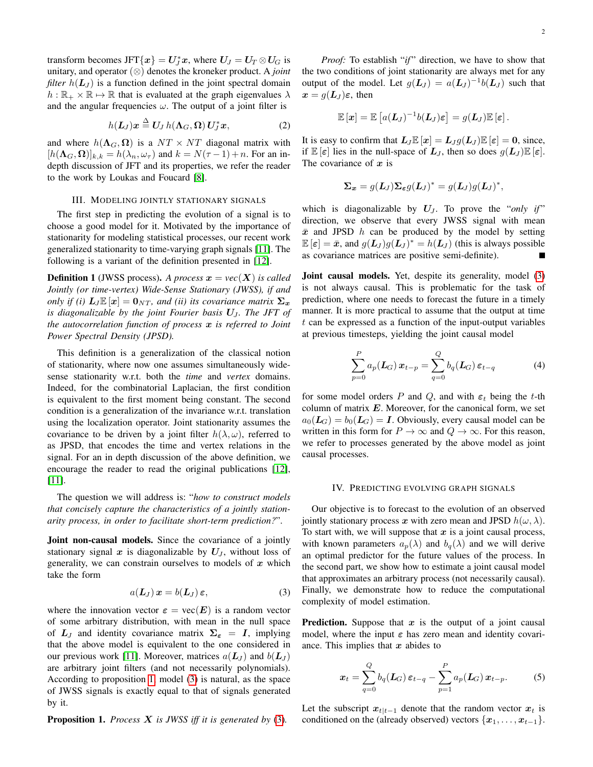transform becomes $\text{JFT}\{\boldsymbol{x}\} = \boldsymbol{U}_J^* \boldsymbol{x}$, where $\boldsymbol{U}_J = \boldsymbol{U}_T \otimes \boldsymbol{U}_G$ is unitary, and operator ($\otimes$) denotes the kroneker product. A *joint filter* $h(\boldsymbol{L}_J)$ is a function defined in the joint spectral domain $h : \mathbb{R}_+ \times \mathbb{R} \mapsto \mathbb{R}$ that is evaluated at the graph eigenvalues $\lambda$ and the angular frequencies $\omega$. The output of a joint filter is

$$h(\boldsymbol{L}_J)\boldsymbol{x} \stackrel{\Delta}{=} \boldsymbol{U}_J \, h(\boldsymbol{\Lambda}_G, \boldsymbol{\Omega}) \, \boldsymbol{U}_J^* \boldsymbol{x}, \tag{2}$$

and where $h(\boldsymbol{\Lambda}_G, \boldsymbol{\Omega})$ is a $NT \times NT$ diagonal matrix with $[h(\boldsymbol{\Lambda}_G, \boldsymbol{\Omega})]_{k,k} = h(\lambda_n, \omega_\tau)$ and $k = N(\tau - 1) + n$. For an in-depth discussion of JFT and its properties, we refer the reader to the work by Loukas and Foucard [8].

## III. Modeling jointly stationary signals

The first step in predicting the evolution of a signal is to choose a good model for it. Motivated by the importance of stationarity for modeling statistical processes, our recent work generalized stationarity to time-varying graph signals [11]. The following is a variant of the definition presented in [12].

**Definition 1** (JWSS process)**.** *A process $\boldsymbol{x} = vec(\boldsymbol{X})$ is called Jointly (or time-vertex) Wide-Sense Stationary (JWSS), if and only if (i) $\boldsymbol{L}_J \mathbb{E}[\boldsymbol{x}] = \boldsymbol{0}_{NT}$, and (ii) its covariance matrix $\boldsymbol{\Sigma}_{\boldsymbol{x}}$ is diagonalizable by the joint Fourier basis $\boldsymbol{U}_J$. The JFT of the autocorrelation function of process $\boldsymbol{x}$ is referred to Joint Power Spectral Density (JPSD).*

This definition is a generalization of the classical notion of stationarity, where now one assumes simultaneously wide-sense stationarity w.r.t. both the *time* and *vertex* domains. Indeed, for the combinatorial Laplacian, the first condition is equivalent to the first moment being constant. The second condition is a generalization of the invariance w.r.t. translation using the localization operator. Joint stationarity assumes the covariance to be driven by a joint filter $h(\lambda, \omega)$, referred to as JPSD, that encodes the time and vertex relations in the signal. For an in depth discussion of the above definition, we encourage the reader to read the original publications [12], [11].

The question we will address is: "*how to construct models that concisely capture the characteristics of a jointly stationarity process, in order to facilitate short-term prediction?*".

**Joint non-causal models.** Since the covariance of a jointly stationary signal $\boldsymbol{x}$ is diagonalizable by $\boldsymbol{U}_J$, without loss of generality, we can constrain ourselves to models of $\boldsymbol{x}$ which take the form

$$a(\boldsymbol{L}_J)\, \boldsymbol{x} = b(\boldsymbol{L}_J)\, \boldsymbol{\varepsilon}, \tag{3}$$

where the innovation vector $\boldsymbol{\varepsilon} = \text{vec}(\boldsymbol{E})$ is a random vector of some arbitrary distribution, with mean in the null space of $\boldsymbol{L}_J$ and identity covariance matrix $\boldsymbol{\Sigma}_{\boldsymbol{\varepsilon}} = \boldsymbol{I}$, implying that the above model is equivalent to the one considered in our previous work [11]. Moreover, matrices $a(\boldsymbol{L}_J)$ and $b(\boldsymbol{L}_J)$ are arbitrary joint filters (and not necessarily polynomials). According to proposition 1, model (3) is natural, as the space of JWSS signals is exactly equal to that of signals generated by it.

**Proposition 1.** *Process $\boldsymbol{X}$ is JWSS iff it is generated by* (3)*.*

*Proof:* To establish "*if*" direction, we have to show that the two conditions of joint stationarity are always met for any output of the model. Let $g(\boldsymbol{L}_J) = a(\boldsymbol{L}_J)^{-1} b(\boldsymbol{L}_J)$ such that $\boldsymbol{x} = g(\boldsymbol{L}_J)\boldsymbol{\varepsilon}$, then

$$\mathbb{E}[\boldsymbol{x}] = \mathbb{E}\left[a(\boldsymbol{L}_J)^{-1} b(\boldsymbol{L}_J)\boldsymbol{\varepsilon}\right] = g(\boldsymbol{L}_J)\mathbb{E}[\boldsymbol{\varepsilon}].$$

It is easy to confirm that $\boldsymbol{L}_J \mathbb{E}[\boldsymbol{x}] = \boldsymbol{L}_J g(\boldsymbol{L}_J) \mathbb{E}[\boldsymbol{\varepsilon}] = \boldsymbol{0}$, since, if $\mathbb{E}[\boldsymbol{\varepsilon}]$ lies in the null-space of $\boldsymbol{L}_J$, then so does $g(\boldsymbol{L}_J)\mathbb{E}[\boldsymbol{\varepsilon}]$. The covariance of $\boldsymbol{x}$ is

$$\boldsymbol{\Sigma}_{\boldsymbol{x}} = g(\boldsymbol{L}_J) \boldsymbol{\Sigma}_{\boldsymbol{\varepsilon}} g(\boldsymbol{L}_J)^* = g(\boldsymbol{L}_J) g(\boldsymbol{L}_J)^*,$$

which is diagonalizable by $\boldsymbol{U}_J$. To prove the "*only if*" direction, we observe that every JWSS signal with mean $\bar{\boldsymbol{x}}$ and JPSD $h$ can be produced by the model by setting $\mathbb{E}[\boldsymbol{\varepsilon}] = \bar{\boldsymbol{x}}$, and $g(\boldsymbol{L}_J) g(\boldsymbol{L}_J)^* = h(\boldsymbol{L}_J)$ (this is always possible as covariance matrices are positive semi-definite). ■

**Joint causal models.** Yet, despite its generality, model (3) is not always causal. This is problematic for the task of prediction, where one needs to forecast the future in a timely manner. It is more practical to assume that the output at time $t$ can be expressed as a function of the input-output variables at previous timesteps, yielding the joint causal model

$$\sum_{p=0}^{P} a_p(\boldsymbol{L}_G)\, \boldsymbol{x}_{t-p} = \sum_{q=0}^{Q} b_q(\boldsymbol{L}_G)\, \boldsymbol{\varepsilon}_{t-q} \tag{4}$$

for some model orders $P$ and $Q$, and with $\boldsymbol{\varepsilon}_t$ being the $t$-th column of matrix $\boldsymbol{E}$. Moreover, for the canonical form, we set $a_0(\boldsymbol{L}_G) = b_0(\boldsymbol{L}_G) = \boldsymbol{I}$. Obviously, every causal model can be written in this form for $P \to \infty$ and $Q \to \infty$. For this reason, we refer to processes generated by the above model as joint causal processes.

## IV. Predicting evolving graph signals

Our objective is to forecast to the evolution of an observed jointly stationary process $\boldsymbol{x}$ with zero mean and JPSD $h(\omega, \lambda)$. To start with, we will suppose that $\boldsymbol{x}$ is a joint causal process, with known parameters $a_p(\lambda)$ and $b_q(\lambda)$ and we will derive an optimal predictor for the future values of the process. In the second part, we show how to estimate a joint causal model that approximates an arbitrary process (not necessarily causal). Finally, we demonstrate how to reduce the computational complexity of model estimation.

**Prediction.** Suppose that $\boldsymbol{x}$ is the output of a joint causal model, where the input $\boldsymbol{\varepsilon}$ has zero mean and identity covariance. This implies that $\boldsymbol{x}$ abides to

$$\boldsymbol{x}_t = \sum_{q=0}^{Q} b_q(\boldsymbol{L}_G)\, \boldsymbol{\varepsilon}_{t-q} - \sum_{p=1}^{P} a_p(\boldsymbol{L}_G)\, \boldsymbol{x}_{t-p}. \tag{5}$$

Let the subscript $\boldsymbol{x}_{t|t-1}$ denote that the random vector $\boldsymbol{x}_t$ is conditioned on the (already observed) vectors $\{\boldsymbol{x}_1, \ldots, \boldsymbol{x}_{t-1}\}$.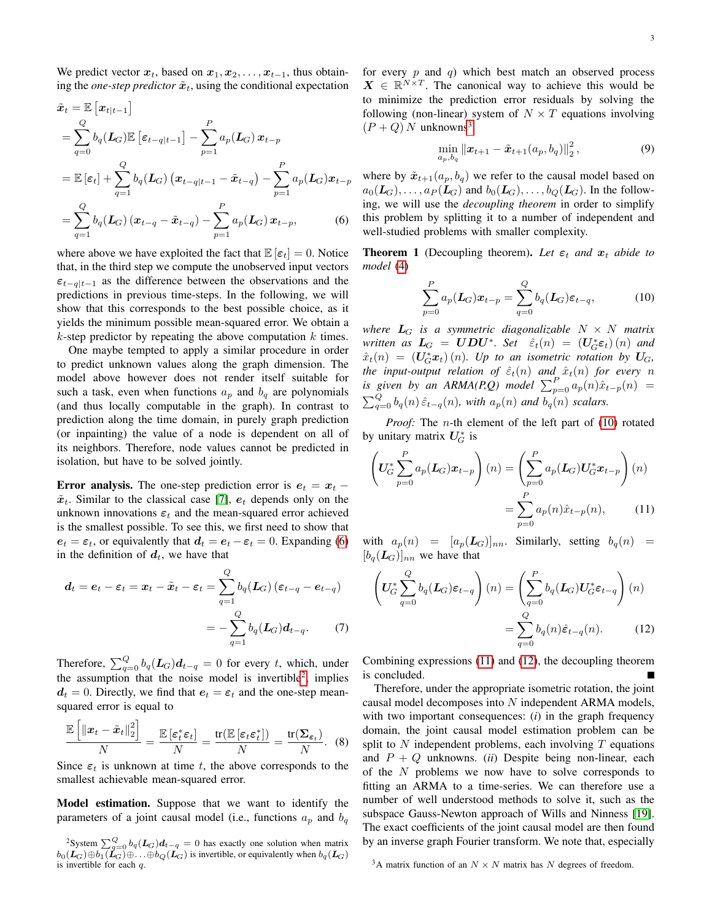We predict vector $\boldsymbol{x}_t$, based on $\boldsymbol{x}_1, \boldsymbol{x}_2, \ldots, \boldsymbol{x}_{t-1}$, thus obtaining the *one-step predictor* $\tilde{\boldsymbol{x}}_t$, using the conditional expectation

$$
\begin{aligned}
\tilde{\boldsymbol{x}}_t &= \mathbb{E}\left[\boldsymbol{x}_{t|t-1}\right] \\
&= \sum_{q=0}^{Q} b_q(\boldsymbol{L}_G)\mathbb{E}\left[\boldsymbol{\varepsilon}_{t-q|t-1}\right] - \sum_{p=1}^{P} a_p(\boldsymbol{L}_G)\,\boldsymbol{x}_{t-p} \\
&= \mathbb{E}\left[\boldsymbol{\varepsilon}_t\right] + \sum_{q=1}^{Q} b_q(\boldsymbol{L}_G)\left(\boldsymbol{x}_{t-q|t-1} - \tilde{\boldsymbol{x}}_{t-q}\right) - \sum_{p=1}^{P} a_p(\boldsymbol{L}_G)\boldsymbol{x}_{t-p} \\
&= \sum_{q=1}^{Q} b_q(\boldsymbol{L}_G)\left(\boldsymbol{x}_{t-q} - \tilde{\boldsymbol{x}}_{t-q}\right) - \sum_{p=1}^{P} a_p(\boldsymbol{L}_G)\,\boldsymbol{x}_{t-p},
\end{aligned} \tag{6}
$$

where above we have exploited the fact that $\mathbb{E}\left[\boldsymbol{\varepsilon}_t\right] = 0$. Notice that, in the third step we compute the unobserved input vectors $\boldsymbol{\varepsilon}_{t-q|t-1}$ as the difference between the observations and the predictions in previous time-steps. In the following, we will show that this corresponds to the best possible choice, as it yields the minimum possible mean-squared error. We obtain a $k$-step predictor by repeating the above computation $k$ times.

One maybe tempted to apply a similar procedure in order to predict unknown values along the graph dimension. The model above however does not render itself suitable for such a task, even when functions $a_p$ and $b_q$ are polynomials (and thus locally computable in the graph). In contrast to prediction along the time domain, in purely graph prediction (or inpainting) the value of a node is dependent on all of its neighbors. Therefore, node values cannot be predicted in isolation, but have to be solved jointly.

**Error analysis.** The one-step prediction error is $\boldsymbol{e}_t = \boldsymbol{x}_t - \tilde{\boldsymbol{x}}_t$. Similar to the classical case [7], $\boldsymbol{e}_t$ depends only on the unknown innovations $\boldsymbol{\varepsilon}_t$ and the mean-squared error achieved is the smallest possible. To see this, we first need to show that $\boldsymbol{e}_t = \boldsymbol{\varepsilon}_t$, or equivalently that $\boldsymbol{d}_t = \boldsymbol{e}_t - \boldsymbol{\varepsilon}_t = 0$. Expanding (6) in the definition of $\boldsymbol{d}_t$, we have that

$$
\begin{aligned}
\boldsymbol{d}_t = \boldsymbol{e}_t - \boldsymbol{\varepsilon}_t = \boldsymbol{x}_t - \tilde{\boldsymbol{x}}_t - \boldsymbol{\varepsilon}_t &= \sum_{q=1}^{Q} b_q(\boldsymbol{L}_G)\left(\boldsymbol{\varepsilon}_{t-q} - \boldsymbol{e}_{t-q}\right) \\
&= -\sum_{q=1}^{Q} b_q(\boldsymbol{L}_G)\boldsymbol{d}_{t-q}.
\end{aligned} \tag{7}
$$

Therefore, $\sum_{q=0}^{Q} b_q(\boldsymbol{L}_G)\boldsymbol{d}_{t-q} = 0$ for every $t$, which, under the assumption that the noise model is invertible[2], implies $\boldsymbol{d}_t = 0$. Directly, we find that $\boldsymbol{e}_t = \boldsymbol{\varepsilon}_t$ and the one-step mean-squared error is equal to

$$
\frac{\mathbb{E}\left[\|\boldsymbol{x}_t - \tilde{\boldsymbol{x}}_t\|_2^2\right]}{N} = \frac{\mathbb{E}\left[\boldsymbol{\varepsilon}_t^*\boldsymbol{\varepsilon}_t\right]}{N} = \frac{\operatorname{tr}(\mathbb{E}\left[\boldsymbol{\varepsilon}_t\boldsymbol{\varepsilon}_t^*\right])}{N} = \frac{\operatorname{tr}(\boldsymbol{\Sigma}_{\boldsymbol{\varepsilon}_t})}{N}. \tag{8}
$$

Since $\boldsymbol{\varepsilon}_t$ is unknown at time $t$, the above corresponds to the smallest achievable mean-squared error.

**Model estimation.** Suppose that we want to identify the parameters of a joint causal model (i.e., functions $a_p$ and $b_q$ for every $p$ and $q$) which best match an observed process $\boldsymbol{X} \in \mathbb{R}^{N \times T}$. The canonical way to achieve this would be to minimize the prediction error residuals by solving the following (non-linear) system of $N \times T$ equations involving $(P+Q)\,N$ unknowns[3]

$$
\min_{a_p, b_q} \|\boldsymbol{x}_{t+1} - \tilde{\boldsymbol{x}}_{t+1}(a_p, b_q)\|_2^2, \tag{9}
$$

where by $\tilde{\boldsymbol{x}}_{t+1}(a_p, b_q)$ we refer to the causal model based on $a_0(\boldsymbol{L}_G), \ldots, a_P(\boldsymbol{L}_G)$ and $b_0(\boldsymbol{L}_G), \ldots, b_Q(\boldsymbol{L}_G)$. In the following, we will use the *decoupling theorem* in order to simplify this problem by splitting it to a number of independent and well-studied problems with smaller complexity.

**Theorem 1** (Decoupling theorem)**.** *Let $\boldsymbol{\varepsilon}_t$ and $\boldsymbol{x}_t$ abide to model* (4)

$$
\sum_{p=0}^{P} a_p(\boldsymbol{L}_G)\boldsymbol{x}_{t-p} = \sum_{q=0}^{Q} b_q(\boldsymbol{L}_G)\boldsymbol{\varepsilon}_{t-q}, \tag{10}
$$

*where $\boldsymbol{L}_G$ is a symmetric diagonalizable $N \times N$ matrix written as $\boldsymbol{L}_G = \boldsymbol{U}\boldsymbol{D}\boldsymbol{U}^*$. Set $\hat{\varepsilon}_t(n) = (\boldsymbol{U}_G^*\boldsymbol{\varepsilon}_t)(n)$ and $\hat{x}_t(n) = (\boldsymbol{U}_G^*\boldsymbol{x}_t)(n)$. Up to an isometric rotation by $\boldsymbol{U}_G$, the input-output relation of $\hat{\varepsilon}_t(n)$ and $\hat{x}_t(n)$ for every $n$ is given by an ARMA(P,Q) model $\sum_{p=0}^{P} a_p(n)\hat{x}_{t-p}(n) = \sum_{q=0}^{Q} b_q(n)\,\hat{\varepsilon}_{t-q}(n)$, with $a_p(n)$ and $b_q(n)$ scalars.*

*Proof:* The $n$-th element of the left part of (10) rotated by unitary matrix $\boldsymbol{U}_G^*$ is

$$
\begin{aligned}
\left(\boldsymbol{U}_G^* \sum_{p=0}^{P} a_p(\boldsymbol{L}_G)\boldsymbol{x}_{t-p}\right)(n) &= \left(\sum_{p=0}^{P} a_p(\boldsymbol{L}_G)\boldsymbol{U}_G^*\boldsymbol{x}_{t-p}\right)(n) \\
&= \sum_{p=0}^{P} a_p(n)\hat{x}_{t-p}(n),
\end{aligned} \tag{11}
$$

with $a_p(n) = [a_p(\boldsymbol{L}_G)]_{nn}$. Similarly, setting $b_q(n) = [b_q(\boldsymbol{L}_G)]_{nn}$ we have that

$$
\begin{aligned}
\left(\boldsymbol{U}_G^* \sum_{q=0}^{Q} b_q(\boldsymbol{L}_G)\boldsymbol{\varepsilon}_{t-q}\right)(n) &= \left(\sum_{q=0}^{Q} b_q(\boldsymbol{L}_G)\boldsymbol{U}_G^*\boldsymbol{\varepsilon}_{t-q}\right)(n) \\
&= \sum_{q=0}^{Q} b_q(n)\hat{\varepsilon}_{t-q}(n).
\end{aligned} \tag{12}
$$

Combining expressions (11) and (12), the decoupling theorem is concluded. ■

Therefore, under the appropriate isometric rotation, the joint causal model decomposes into $N$ independent ARMA models, with two important consequences: (*i*) in the graph frequency domain, the joint causal model estimation problem can be split to $N$ independent problems, each involving $T$ equations and $P+Q$ unknowns. (*ii*) Despite being non-linear, each of the $N$ problems we now have to solve corresponds to fitting an ARMA to a time-series. We can therefore use a number of well understood methods to solve it, such as the subspace Gauss-Newton approach of Wills and Ninness [19]. The exact coefficients of the joint causal model are then found by an inverse graph Fourier transform. We note that, especially

[2] System $\sum_{q=0}^{Q} b_q(\boldsymbol{L}_G)\boldsymbol{d}_{t-q} = 0$ has exactly one solution when matrix $b_0(\boldsymbol{L}_G) \oplus b_1(\boldsymbol{L}_G) \oplus \ldots \oplus b_Q(\boldsymbol{L}_G)$ is invertible, or equivalently when $b_q(\boldsymbol{L}_G)$ is invertible for each $q$.

[3] A matrix function of an $N \times N$ matrix has $N$ degrees of freedom.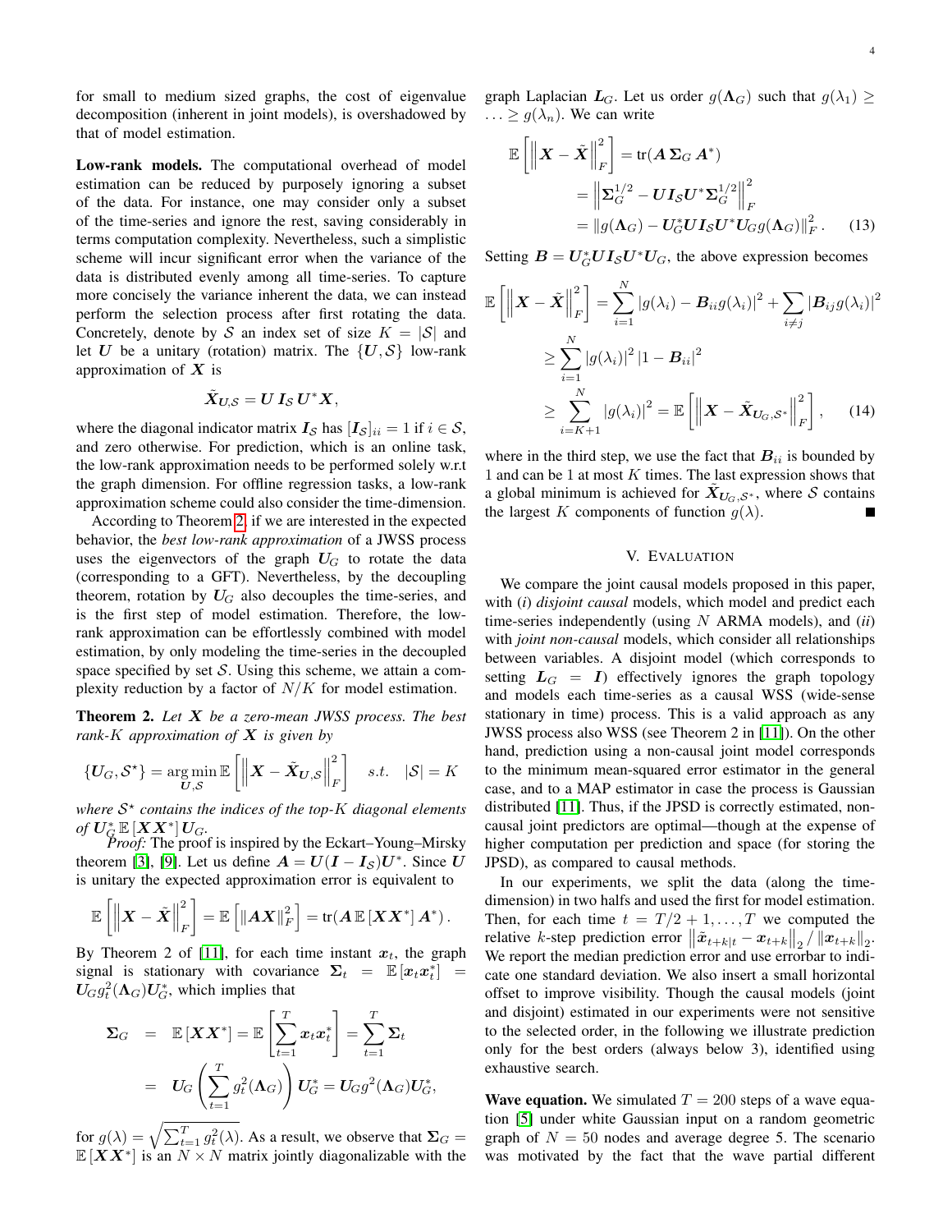for small to medium sized graphs, the cost of eigenvalue decomposition (inherent in joint models), is overshadowed by that of model estimation.

**Low-rank models.** The computational overhead of model estimation can be reduced by purposely ignoring a subset of the data. For instance, one may consider only a subset of the time-series and ignore the rest, saving considerably in terms computation complexity. Nevertheless, such a simplistic scheme will incur significant error when the variance of the data is distributed evenly among all time-series. To capture more concisely the variance inherent the data, we can instead perform the selection process after first rotating the data. Concretely, denote by $\mathcal{S}$ an index set of size $K = |\mathcal{S}|$ and let $\boldsymbol{U}$ be a unitary (rotation) matrix. The $\{\boldsymbol{U}, \mathcal{S}\}$ low-rank approximation of $\boldsymbol{X}$ is

$$\tilde{\boldsymbol{X}}_{\boldsymbol{U},\mathcal{S}} = \boldsymbol{U}\, \boldsymbol{I}_{\mathcal{S}}\, \boldsymbol{U}^* \boldsymbol{X},$$

where the diagonal indicator matrix $\boldsymbol{I}_{\mathcal{S}}$ has $[\boldsymbol{I}_{\mathcal{S}}]_{ii} = 1$ if $i \in \mathcal{S}$, and zero otherwise. For prediction, which is an online task, the low-rank approximation needs to be performed solely w.r.t the graph dimension. For offline regression tasks, a low-rank approximation scheme could also consider the time-dimension.

According to Theorem 2, if we are interested in the expected behavior, the *best low-rank approximation* of a JWSS process uses the eigenvectors of the graph $\boldsymbol{U}_G$ to rotate the data (corresponding to a GFT). Nevertheless, by the decoupling theorem, rotation by $\boldsymbol{U}_G$ also decouples the time-series, and is the first step of model estimation. Therefore, the low-rank approximation can be effortlessly combined with model estimation, by only modeling the time-series in the decoupled space specified by set $\mathcal{S}$. Using this scheme, we attain a complexity reduction by a factor of $N/K$ for model estimation.

**Theorem 2.** *Let $\boldsymbol{X}$ be a zero-mean JWSS process. The best rank-$K$ approximation of $\boldsymbol{X}$ is given by*

$$\{\boldsymbol{U}_G, \mathcal{S}^\star\} = \underset{\boldsymbol{U},\mathcal{S}}{\arg\min}\, \mathbb{E}\left[\left\|\boldsymbol{X} - \tilde{\boldsymbol{X}}_{\boldsymbol{U},\mathcal{S}}\right\|_F^2\right] \quad s.t. \quad |\mathcal{S}| = K$$

*where $\mathcal{S}^\star$ contains the indices of the top-$K$ diagonal elements of $\boldsymbol{U}_G^* \,\mathbb{E}\left[\boldsymbol{X}\boldsymbol{X}^*\right] \boldsymbol{U}_G$.*

*Proof:* The proof is inspired by the Eckart–Young–Mirsky theorem [3], [9]. Let us define $\boldsymbol{A} = \boldsymbol{U}(\boldsymbol{I} - \boldsymbol{I}_{\mathcal{S}})\boldsymbol{U}^*$. Since $\boldsymbol{U}$ is unitary the expected approximation error is equivalent to

$$\mathbb{E}\left[\left\|\boldsymbol{X} - \tilde{\boldsymbol{X}}\right\|_F^2\right] = \mathbb{E}\left[\left\|\boldsymbol{A}\boldsymbol{X}\right\|_F^2\right] = \operatorname{tr}(\boldsymbol{A}\,\mathbb{E}\left[\boldsymbol{X}\boldsymbol{X}^*\right]\boldsymbol{A}^*).$$

By Theorem 2 of [11], for each time instant $\boldsymbol{x}_t$, the graph signal is stationary with covariance $\boldsymbol{\Sigma}_t = \mathbb{E}\left[\boldsymbol{x}_t \boldsymbol{x}_t^*\right] = \boldsymbol{U}_G g_t^2(\boldsymbol{\Lambda}_G)\boldsymbol{U}_G^*$, which implies that

$$\begin{aligned}
\boldsymbol{\Sigma}_G &= \mathbb{E}\left[\boldsymbol{X}\boldsymbol{X}^*\right] = \mathbb{E}\left[\sum_{t=1}^{T} \boldsymbol{x}_t \boldsymbol{x}_t^*\right] = \sum_{t=1}^{T} \boldsymbol{\Sigma}_t \\
&= \boldsymbol{U}_G \left(\sum_{t=1}^{T} g_t^2(\boldsymbol{\Lambda}_G)\right) \boldsymbol{U}_G^* = \boldsymbol{U}_G g^2(\boldsymbol{\Lambda}_G)\boldsymbol{U}_G^*,
\end{aligned}$$

for $g(\lambda) = \sqrt{\sum_{t=1}^{T} g_t^2(\lambda)}$. As a result, we observe that $\boldsymbol{\Sigma}_G = \mathbb{E}\left[\boldsymbol{X}\boldsymbol{X}^*\right]$ is an $N \times N$ matrix jointly diagonalizable with the graph Laplacian $\boldsymbol{L}_G$. Let us order $g(\boldsymbol{\Lambda}_G)$ such that $g(\lambda_1) \geq \ldots \geq g(\lambda_n)$. We can write

$$\begin{aligned}
\mathbb{E}\left[\left\|\boldsymbol{X} - \tilde{\boldsymbol{X}}\right\|_F^2\right] &= \operatorname{tr}(\boldsymbol{A}\,\boldsymbol{\Sigma}_G\,\boldsymbol{A}^*) \\
&= \left\|\boldsymbol{\Sigma}_G^{1/2} - \boldsymbol{U}\boldsymbol{I}_{\mathcal{S}}\boldsymbol{U}^*\boldsymbol{\Sigma}_G^{1/2}\right\|_F^2 \\
&= \left\|g(\boldsymbol{\Lambda}_G) - \boldsymbol{U}_G^*\boldsymbol{U}\boldsymbol{I}_{\mathcal{S}}\boldsymbol{U}^*\boldsymbol{U}_G g(\boldsymbol{\Lambda}_G)\right\|_F^2. \qquad (13)
\end{aligned}$$

Setting $\boldsymbol{B} = \boldsymbol{U}_G^*\boldsymbol{U}\boldsymbol{I}_{\mathcal{S}}\boldsymbol{U}^*\boldsymbol{U}_G$, the above expression becomes

$$\begin{aligned}
\mathbb{E}\left[\left\|\boldsymbol{X} - \tilde{\boldsymbol{X}}\right\|_F^2\right] &= \sum_{i=1}^{N} |g(\lambda_i) - \boldsymbol{B}_{ii} g(\lambda_i)|^2 + \sum_{i \neq j} |\boldsymbol{B}_{ij} g(\lambda_i)|^2 \\
&\geq \sum_{i=1}^{N} |g(\lambda_i)|^2 \left|1 - \boldsymbol{B}_{ii}\right|^2 \\
&\geq \sum_{i=K+1}^{N} |g(\lambda_i)|^2 = \mathbb{E}\left[\left\|\boldsymbol{X} - \tilde{\boldsymbol{X}}_{\boldsymbol{U}_G,\mathcal{S}^*}\right\|_F^2\right], \qquad (14)
\end{aligned}$$

where in the third step, we use the fact that $\boldsymbol{B}_{ii}$ is bounded by 1 and can be 1 at most $K$ times. The last expression shows that a global minimum is achieved for $\tilde{\boldsymbol{X}}_{\boldsymbol{U}_G,\mathcal{S}^*}$, where $\mathcal{S}$ contains the largest $K$ components of function $g(\lambda)$. ■

## V. Evaluation

We compare the joint causal models proposed in this paper, with (*i*) *disjoint causal* models, which model and predict each time-series independently (using $N$ ARMA models), and (*ii*) with *joint non-causal* models, which consider all relationships between variables. A disjoint model (which corresponds to setting $\boldsymbol{L}_G = \boldsymbol{I}$) effectively ignores the graph topology and models each time-series as a causal WSS (wide-sense stationary in time) process. This is a valid approach as any JWSS process also WSS (see Theorem 2 in [11]). On the other hand, prediction using a non-causal joint model corresponds to the minimum mean-squared error estimator in the general case, and to a MAP estimator in case the process is Gaussian distributed [11]. Thus, if the JPSD is correctly estimated, non-causal joint predictors are optimal—though at the expense of higher computation per prediction and space (for storing the JPSD), as compared to causal methods.

In our experiments, we split the data (along the time-dimension) in two halfs and used the first for model estimation. Then, for each time $t = T/2+1, \ldots, T$ we computed the relative $k$-step prediction error $\left\|\tilde{\boldsymbol{x}}_{t+k|t} - \boldsymbol{x}_{t+k}\right\|_2 / \left\|\boldsymbol{x}_{t+k}\right\|_2$. We report the median prediction error and use errorbar to indicate one standard deviation. We also insert a small horizontal offset to improve visibility. Though the causal models (joint and disjoint) estimated in our experiments were not sensitive to the selected order, in the following we illustrate prediction only for the best orders (always below 3), identified using exhaustive search.

**Wave equation.** We simulated $T = 200$ steps of a wave equation [5] under white Gaussian input on a random geometric graph of $N = 50$ nodes and average degree 5. The scenario was motivated by the fact that the wave partial different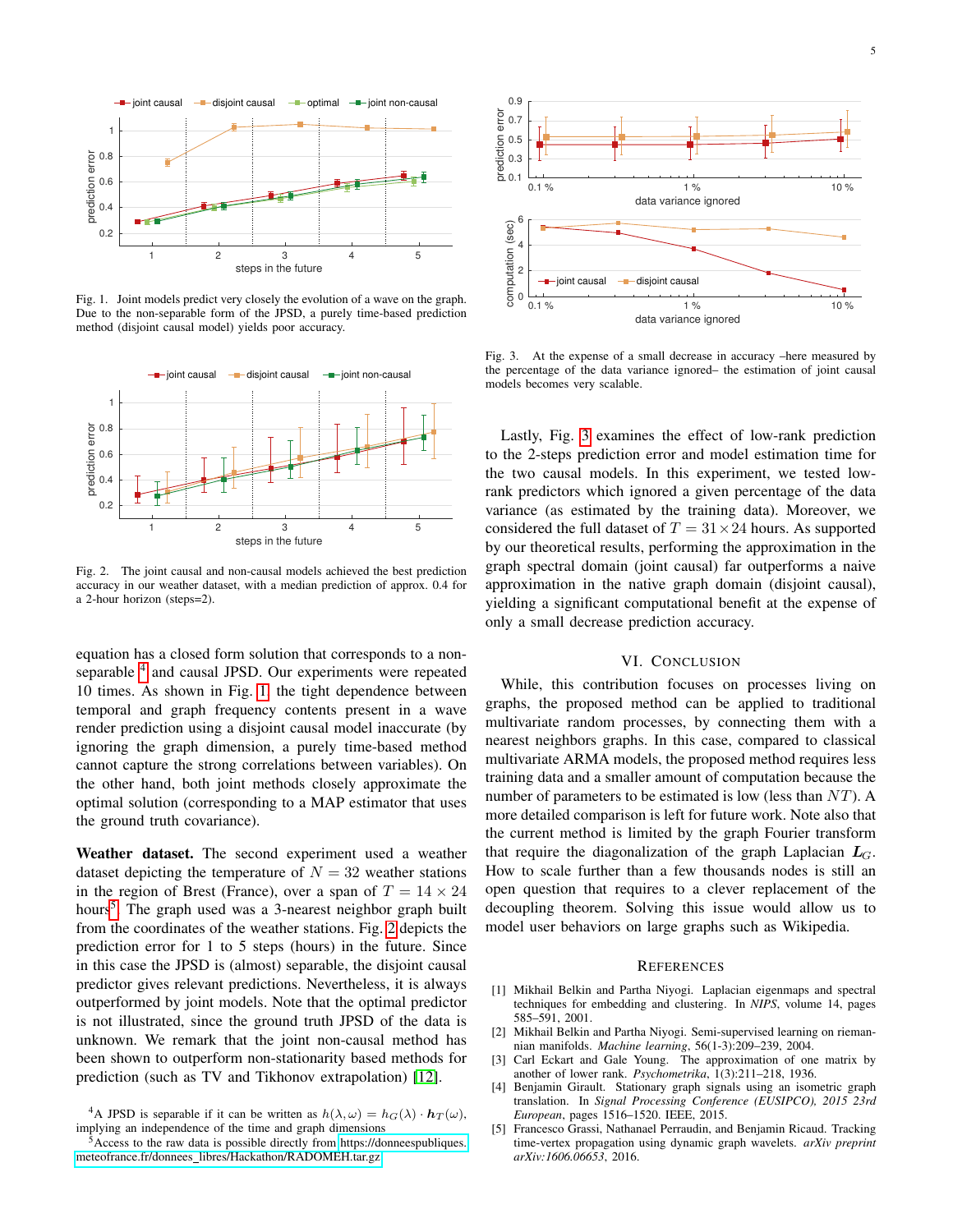Fig. 1. Joint models predict very closely the evolution of a wave on the graph. Due to the non-separable form of the JPSD, a purely time-based prediction method (disjoint causal model) yields poor accuracy.

Fig. 2. The joint causal and non-causal models achieved the best prediction accuracy in our weather dataset, with a median prediction of approx. 0.4 for a 2-hour horizon (steps=2).

equation has a closed form solution that corresponds to a non-separable [4] and causal JPSD. Our experiments were repeated 10 times. As shown in Fig. 1, the tight dependence between temporal and graph frequency contents present in a wave render prediction using a disjoint causal model inaccurate (by ignoring the graph dimension, a purely time-based method cannot capture the strong correlations between variables). On the other hand, both joint methods closely approximate the optimal solution (corresponding to a MAP estimator that uses the ground truth covariance).

**Weather dataset.** The second experiment used a weather dataset depicting the temperature of $N = 32$ weather stations in the region of Brest (France), over a span of $T = 14 \times 24$ hours[5]. The graph used was a 3-nearest neighbor graph built from the coordinates of the weather stations. Fig. 2 depicts the prediction error for 1 to 5 steps (hours) in the future. Since in this case the JPSD is (almost) separable, the disjoint causal predictor gives relevant predictions. Nevertheless, it is always outperformed by joint models. Note that the optimal predictor is not illustrated, since the ground truth JPSD of the data is unknown. We remark that the joint non-causal method has been shown to outperform non-stationarity based methods for prediction (such as TV and Tikhonov extrapolation) [12].

[4] A JPSD is separable if it can be written as $h(\lambda, \omega) = h_G(\lambda) \cdot \boldsymbol{h}_T(\omega)$, implying an independence of the time and graph dimensions

[5] Access to the raw data is possible directly from https://donneespubliques.meteofrance.fr/donnees_libres/Hackathon/RADOMEH.tar.gz

Fig. 3. At the expense of a small decrease in accuracy –here measured by the percentage of the data variance ignored– the estimation of joint causal models becomes very scalable.

Lastly, Fig. 3 examines the effect of low-rank prediction to the 2-steps prediction error and model estimation time for the two causal models. In this experiment, we tested low-rank predictors which ignored a given percentage of the data variance (as estimated by the training data). Moreover, we considered the full dataset of $T = 31 \times 24$ hours. As supported by our theoretical results, performing the approximation in the graph spectral domain (joint causal) far outperforms a naive approximation in the native graph domain (disjoint causal), yielding a significant computational benefit at the expense of only a small decrease prediction accuracy.

## VI. Conclusion

While, this contribution focuses on processes living on graphs, the proposed method can be applied to traditional multivariate random processes, by connecting them with a nearest neighbors graphs. In this case, compared to classical multivariate ARMA models, the proposed method requires less training data and a smaller amount of computation because the number of parameters to be estimated is low (less than $NT$). A more detailed comparison is left for future work. Note also that the current method is limited by the graph Fourier transform that require the diagonalization of the graph Laplacian $\boldsymbol{L}_G$. How to scale further than a few thousands nodes is still an open question that requires to a clever replacement of the decoupling theorem. Solving this issue would allow us to model user behaviors on large graphs such as Wikipedia.

## References

[1] Mikhail Belkin and Partha Niyogi. Laplacian eigenmaps and spectral techniques for embedding and clustering. In *NIPS*, volume 14, pages 585–591, 2001.

[2] Mikhail Belkin and Partha Niyogi. Semi-supervised learning on riemannian manifolds. *Machine learning*, 56(1-3):209–239, 2004.

[3] Carl Eckart and Gale Young. The approximation of one matrix by another of lower rank. *Psychometrika*, 1(3):211–218, 1936.

[4] Benjamin Girault. Stationary graph signals using an isometric graph translation. In *Signal Processing Conference (EUSIPCO), 2015 23rd European*, pages 1516–1520. IEEE, 2015.

[5] Francesco Grassi, Nathanael Perraudin, and Benjamin Ricaud. Tracking time-vertex propagation using dynamic graph wavelets. *arXiv preprint arXiv:1606.06653*, 2016.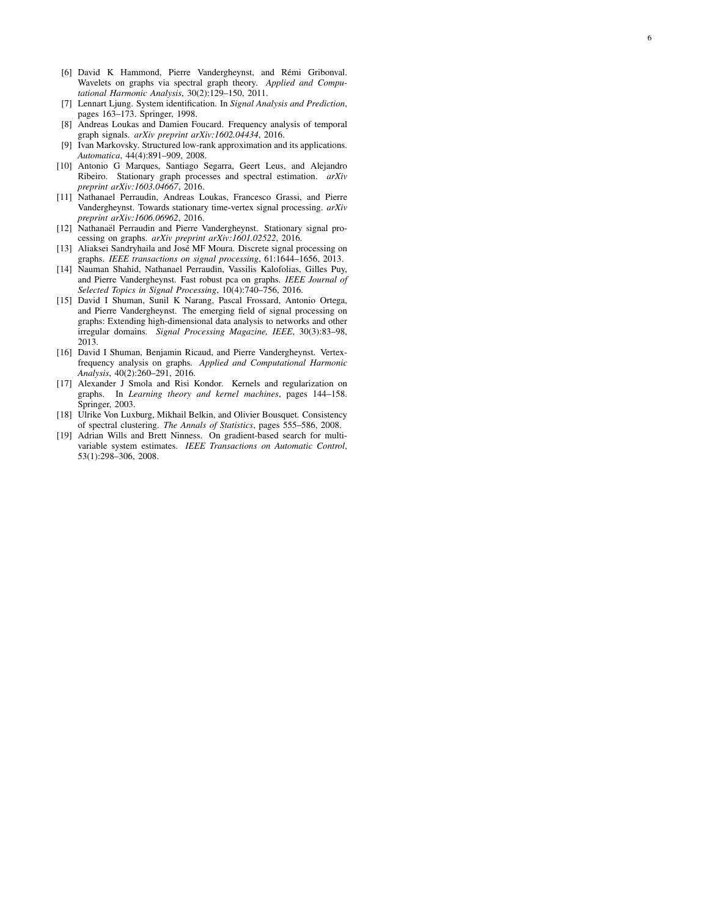[6] David K Hammond, Pierre Vandergheynst, and Rémi Gribonval. Wavelets on graphs via spectral graph theory. *Applied and Computational Harmonic Analysis*, 30(2):129–150, 2011.

[7] Lennart Ljung. System identification. In *Signal Analysis and Prediction*, pages 163–173. Springer, 1998.

[8] Andreas Loukas and Damien Foucard. Frequency analysis of temporal graph signals. *arXiv preprint arXiv:1602.04434*, 2016.

[9] Ivan Markovsky. Structured low-rank approximation and its applications. *Automatica*, 44(4):891–909, 2008.

[10] Antonio G Marques, Santiago Segarra, Geert Leus, and Alejandro Ribeiro. Stationary graph processes and spectral estimation. *arXiv preprint arXiv:1603.04667*, 2016.

[11] Nathanael Perraudin, Andreas Loukas, Francesco Grassi, and Pierre Vandergheynst. Towards stationary time-vertex signal processing. *arXiv preprint arXiv:1606.06962*, 2016.

[12] Nathanaël Perraudin and Pierre Vandergheynst. Stationary signal processing on graphs. *arXiv preprint arXiv:1601.02522*, 2016.

[13] Aliaksei Sandryhaila and José MF Moura. Discrete signal processing on graphs. *IEEE transactions on signal processing*, 61:1644–1656, 2013.

[14] Nauman Shahid, Nathanael Perraudin, Vassilis Kalofolias, Gilles Puy, and Pierre Vandergheynst. Fast robust pca on graphs. *IEEE Journal of Selected Topics in Signal Processing*, 10(4):740–756, 2016.

[15] David I Shuman, Sunil K Narang, Pascal Frossard, Antonio Ortega, and Pierre Vandergheynst. The emerging field of signal processing on graphs: Extending high-dimensional data analysis to networks and other irregular domains. *Signal Processing Magazine, IEEE*, 30(3):83–98, 2013.

[16] David I Shuman, Benjamin Ricaud, and Pierre Vandergheynst. Vertex-frequency analysis on graphs. *Applied and Computational Harmonic Analysis*, 40(2):260–291, 2016.

[17] Alexander J Smola and Risi Kondor. Kernels and regularization on graphs. In *Learning theory and kernel machines*, pages 144–158. Springer, 2003.

[18] Ulrike Von Luxburg, Mikhail Belkin, and Olivier Bousquet. Consistency of spectral clustering. *The Annals of Statistics*, pages 555–586, 2008.

[19] Adrian Wills and Brett Ninness. On gradient-based search for multivariable system estimates. *IEEE Transactions on Automatic Control*, 53(1):298–306, 2008.